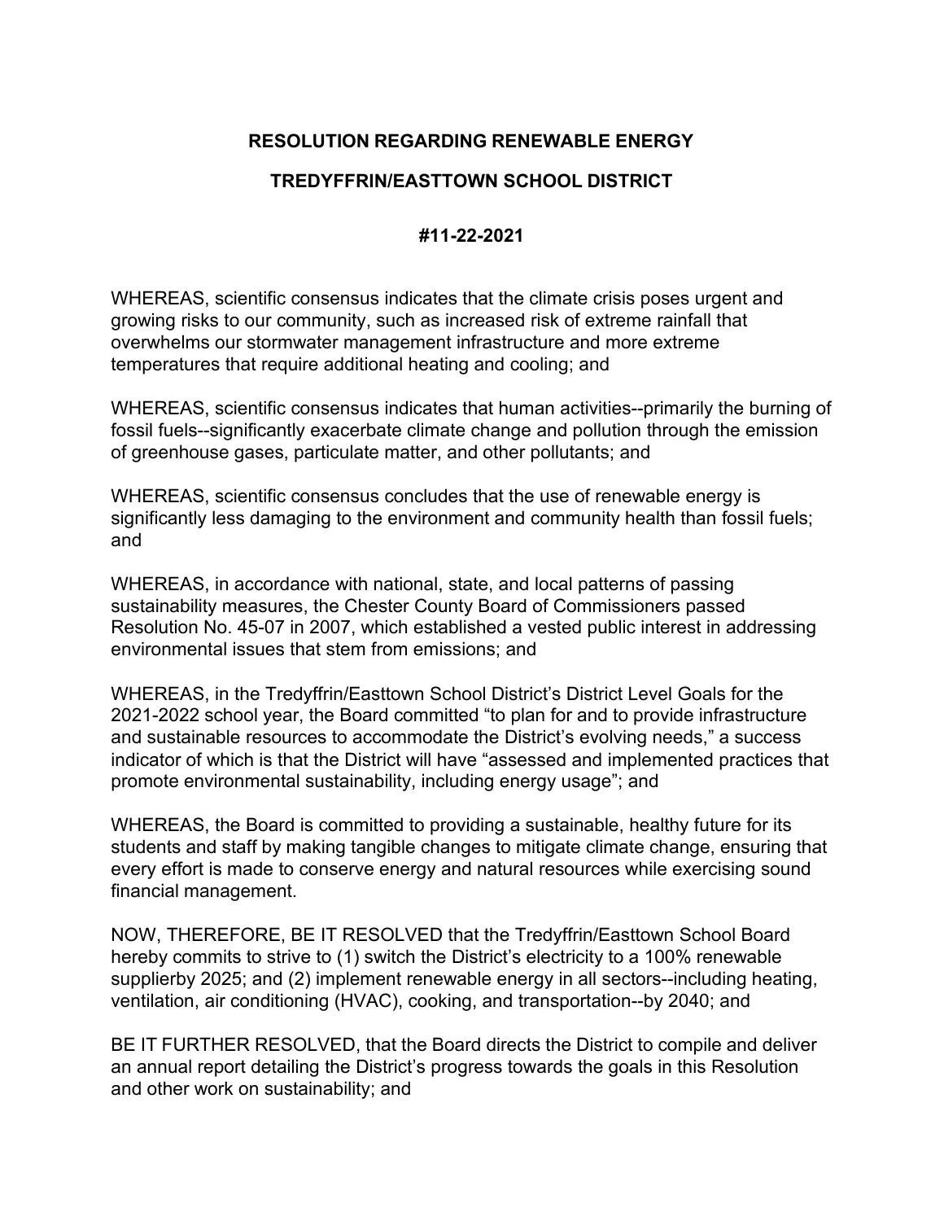# RESOLUTION REGARDING RENEWABLE ENERGY

## TREDYFFRIN/EASTTOWN SCHOOL DISTRICT

## #11-22-2021

WHEREAS, scientific consensus indicates that the climate crisis poses urgent and growing risks to our community, such as increased risk of extreme rainfall that overwhelms our stormwater management infrastructure and more extreme temperatures that require additional heating and cooling; and

WHEREAS, scientific consensus indicates that human activities--primarily the burning of fossil fuels--significantly exacerbate climate change and pollution through the emission of greenhouse gases, particulate matter, and other pollutants; and

WHEREAS, scientific consensus concludes that the use of renewable energy is significantly less damaging to the environment and community health than fossil fuels; and

WHEREAS, in accordance with national, state, and local patterns of passing sustainability measures, the Chester County Board of Commissioners passed Resolution No. 45-07 in 2007, which established a vested public interest in addressing environmental issues that stem from emissions; and

WHEREAS, in the Tredyffrin/Easttown School District's District Level Goals for the 2021-2022 school year, the Board committed "to plan for and to provide infrastructure and sustainable resources to accommodate the District's evolving needs," a success indicator of which is that the District will have "assessed and implemented practices that promote environmental sustainability, including energy usage"; and

WHEREAS, the Board is committed to providing a sustainable, healthy future for its students and staff by making tangible changes to mitigate climate change, ensuring that every effort is made to conserve energy and natural resources while exercising sound financial management.

NOW, THEREFORE, BE IT RESOLVED that the Tredyffrin/Easttown School Board hereby commits to strive to (1) switch the District's electricity to a 100% renewable supplierby 2025; and (2) implement renewable energy in all sectors--including heating, ventilation, air conditioning (HVAC), cooking, and transportation--by 2040; and

BE IT FURTHER RESOLVED, that the Board directs the District to compile and deliver an annual report detailing the District's progress towards the goals in this Resolution and other work on sustainability; and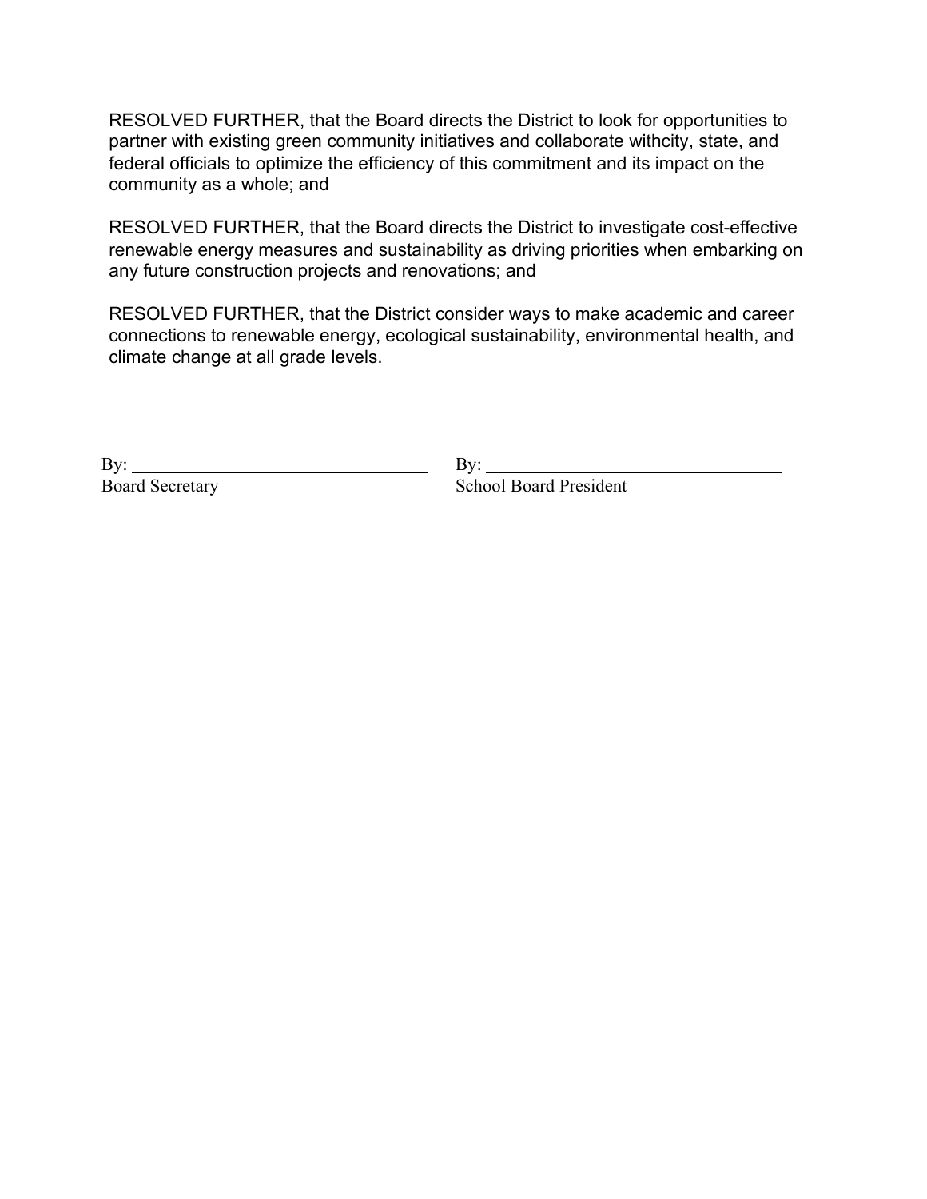RESOLVED FURTHER, that the Board directs the District to look for opportunities to partner with existing green community initiatives and collaborate withcity, state, and federal officials to optimize the efficiency of this commitment and its impact on the community as a whole; and

RESOLVED FURTHER, that the Board directs the District to investigate cost-effective renewable energy measures and sustainability as driving priorities when embarking on any future construction projects and renovations; and

RESOLVED FURTHER, that the District consider ways to make academic and career connections to renewable energy, ecological sustainability, environmental health, and climate change at all grade levels.

By: ______________________________
Board Secretary

By: ______________________________
School Board President